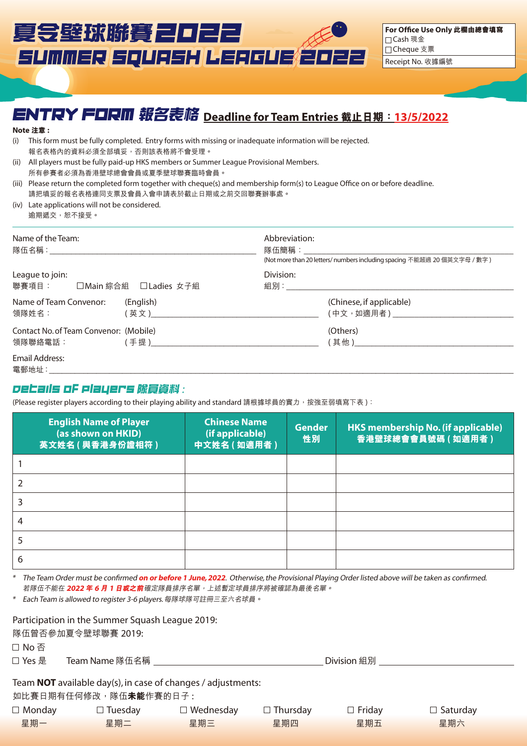# 夏令壁球聯賽2022
# SUMMER SQUASH LEAGUE 2022

| For Office Use Only 此欄由總會填寫 |
|---|
| ☐Cash 現金 ☐Cheque 支票 |
| Receipt No. 收據編號 |

## ENTRY FORM 報名表格 Deadline for Team Entries 截止日期：13/5/2022

**Note 注意：**

(i) This form must be fully completed. Entry forms with missing or inadequate information will be rejected.
報名表格內的資料必須全部填妥，否則該表格將不會受理。

(ii) All players must be fully paid-up HKS members or Summer League Provisional Members.
所有參賽者必須為香港壁球總會會員或夏季壁球聯賽臨時會員。

(iii) Please return the completed form together with cheque(s) and membership form(s) to League Office on or before deadline.
請把填妥的報名表格連同支票及會員入會申請表於截止日期或之前交回聯賽辦事處。

(iv) Late applications will not be considered.
逾期遞交，恕不接受。

Name of the Team:
隊伍名稱：\_\_\_\_\_\_\_\_\_\_\_\_\_\_\_\_\_\_\_\_

Abbreviation:
隊伍簡稱：\_\_\_\_\_\_\_\_\_\_\_\_\_\_\_\_\_\_\_\_
(Not more than 20 letters/ numbers including spacing 不能超過 20 個英文字母 / 數字)

League to join:
聯賽項目： ☐Main 綜合組 ☐Ladies 女子組

Division:
組別：\_\_\_\_\_\_\_\_\_\_\_\_\_\_\_\_\_\_\_\_

Name of Team Convenor: (English)
領隊姓名： (英文)\_\_\_\_\_\_\_\_\_\_\_\_\_\_\_\_\_\_\_\_
(Chinese, if applicable)
(中文，如適用者)\_\_\_\_\_\_\_\_\_\_\_\_\_\_\_\_\_\_\_\_

Contact No. of Team Convenor: (Mobile)
領隊聯絡電話： (手提)\_\_\_\_\_\_\_\_\_\_\_\_\_\_\_\_\_\_\_\_
(Others)
(其他)\_\_\_\_\_\_\_\_\_\_\_\_\_\_\_\_\_\_\_\_

Email Address:
電郵地址：\_\_\_\_\_\_\_\_\_\_\_\_\_\_\_\_\_\_\_\_

## Details of Players 隊員資料：

(Please register players according to their playing ability and standard 請根據球員的實力，按強至弱填寫下表)：

| English Name of Player (as shown on HKID) 英文姓名(與香港身份證相符) | Chinese Name (if applicable) 中文姓名(如適用者) | Gender 性別 | HKS membership No. (if applicable) 香港壁球總會會員號碼(如適用者) |
|---|---|---|---|
| 1 | | | |
| 2 | | | |
| 3 | | | |
| 4 | | | |
| 5 | | | |
| 6 | | | |

\* *The Team Order must be confirmed **on or before 1 June, 2022**. Otherwise, the Provisional Playing Order listed above will be taken as confirmed.*
*若隊伍不能在 **2022 年 6 月 1 日或之前**確定隊員排序名單，上述暫定球員排序將被確認為最後名單。*

\* *Each Team is allowed to register 3-6 players. 每隊球隊可註冊三至六名球員。*

Participation in the Summer Squash League 2019:
隊伍曾否參加夏令壁球聯賽 2019:

☐ No 否

☐ Yes 是 Team Name 隊伍名稱 \_\_\_\_\_\_\_\_\_\_\_\_\_\_\_\_\_\_\_\_ Division 組別 \_\_\_\_\_\_\_\_\_\_\_\_\_\_\_\_\_\_\_\_

Team **NOT** available day(s), in case of changes / adjustments:
如比賽日期有任何修改，隊伍**未能**作賽的日子：

☐ Monday 星期一 ☐ Tuesday 星期二 ☐ Wednesday 星期三 ☐ Thursday 星期四 ☐ Friday 星期五 ☐ Saturday 星期六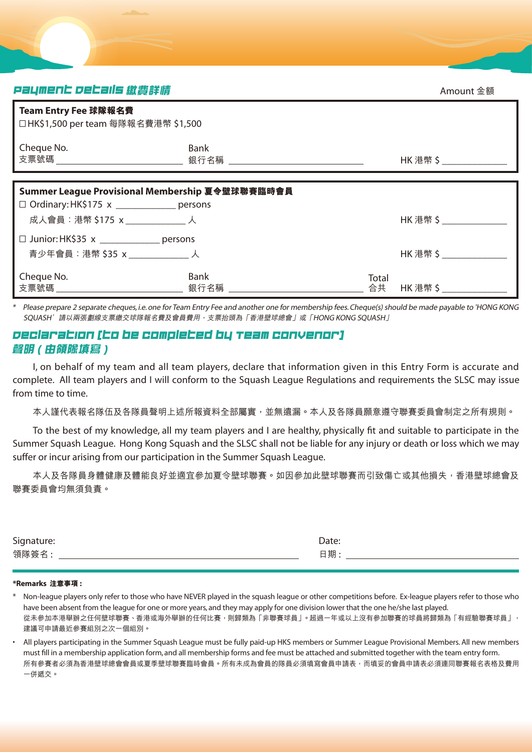## Payment Details 繳費詳情

Amount 金額

**Team Entry Fee 球隊報名費**

☐HK$1,500 per team 每隊報名費港幣 $1,500

Cheque No. 支票號碼 ______________________ Bank 銀行名稱 ______________________ HK 港幣 $ ____________

**Summer League Provisional Membership 夏令壁球聯賽臨時會員**

☐ Ordinary: HK$175 x ____________ persons
成人會員：港幣 $175 x ____________ 人 HK 港幣 $ ____________

☐ Junior: HK$35 x ____________ persons
青少年會員：港幣 $35 x ____________ 人 HK 港幣 $ ____________

Cheque No. 支票號碼 ______________________ Bank 銀行名稱 ______________________ Total 合共 HK 港幣 $ ____________

\* *Please prepare 2 separate cheques, i.e. one for Team Entry Fee and another one for membership fees. Cheque(s) should be made payable to 'HONG KONG SQUASH' 請以兩張劃線支票繳交球隊報名費及會員費用，支票抬頭為「香港壁球總會」或「HONG KONG SQUASH」*

## Declaration [to be completed by Team Convenor] 聲明 ( 由領隊填寫 )

I, on behalf of my team and all team players, declare that information given in this Entry Form is accurate and complete. All team players and I will conform to the Squash League Regulations and requirements the SLSC may issue from time to time.

本人謹代表報名隊伍及各隊員聲明上述所報資料全部屬實，並無遺漏。本人及各隊員願意遵守聯賽委員會制定之所有規則。

To the best of my knowledge, all my team players and I are healthy, physically fit and suitable to participate in the Summer Squash League. Hong Kong Squash and the SLSC shall not be liable for any injury or death or loss which we may suffer or incur arising from our participation in the Summer Squash League.

本人及各隊員身體健康及體能良好並適宜參加夏令壁球聯賽。如因參加此壁球聯賽而引致傷亡或其他損失，香港壁球總會及聯賽委員會均無須負責。

Signature: 領隊簽名：______________________ Date: 日期：______________________

**\*Remarks 注意事項：**

- \* Non-league players only refer to those who have NEVER played in the squash league or other competitions before. Ex-league players refer to those who have been absent from the league for one or more years, and they may apply for one division lower that the one he/she last played.
  從未參加本港舉辦之任何壁球聯賽、香港或海外舉辦的任何比賽，則歸類為「非聯賽球員」。超過一年或以上沒有參加聯賽的球員將歸類為「有經驗聯賽球員」，建議可申請最近參賽組別之次一個組別。
- All players participating in the Summer Squash League must be fully paid-up HKS members or Summer League Provisional Members. All new members must fill in a membership application form, and all membership forms and fee must be attached and submitted together with the team entry form.
  所有參賽者必須為香港壁球總會會員或夏季壁球聯賽臨時會員。所有未成為會員的隊員必須填寫會員申請表，而填妥的會員申請表必須連同聯賽報名表格及費用一併遞交。